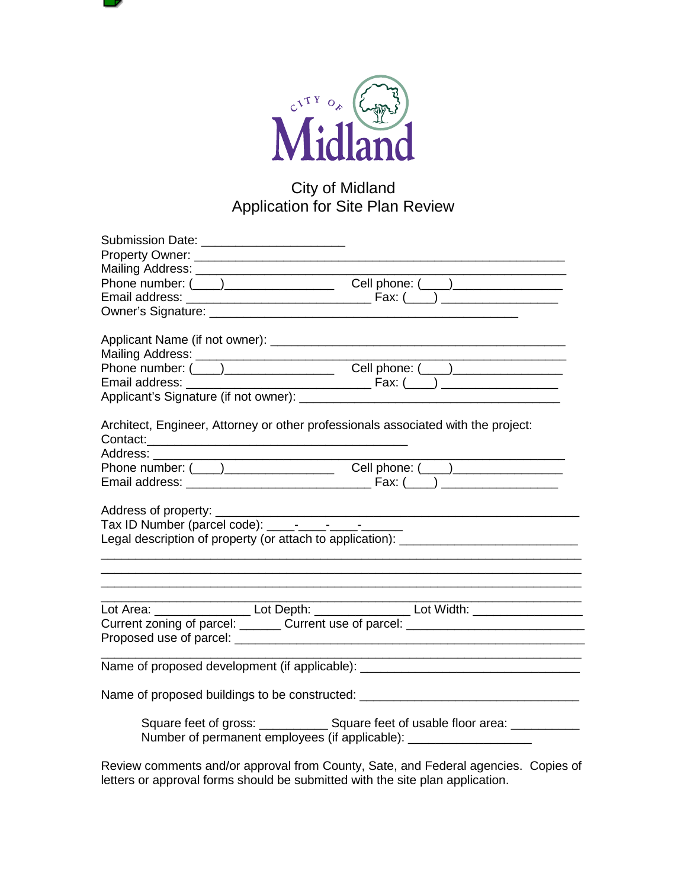City of Midland

# City of Midland
## Application for Site Plan Review

Submission Date: ____________________
Property Owner: ____________________________________________________
Mailing Address: ____________________________________________________
Phone number: (____)________________ Cell phone: (____)________________
Email address: ___________________________ Fax: (____) _________________
Owner's Signature: ______________________________________________

Applicant Name (if not owner): ___________________________________________
Mailing Address: ____________________________________________________
Phone number: (____)________________ Cell phone: (____)________________
Email address: ___________________________ Fax: (____) _________________
Applicant's Signature (if not owner): ______________________________________

Architect, Engineer, Attorney or other professionals associated with the project:
Contact:________________________________________
Address: _____________________________________________________________
Phone number: (____)________________ Cell phone: (____)________________
Email address: ___________________________ Fax: (____) _________________

Address of property: ____________________________________________________
Tax ID Number (parcel code): ____-____-____-______
Legal description of property (or attach to application): _________________________
______________________________________________________________________
______________________________________________________________________
______________________________________________________________________
______________________________________________________________________
Lot Area: ______________ Lot Depth: ______________ Lot Width: ________________
Current zoning of parcel: ______ Current use of parcel: __________________________
Proposed use of parcel: _________________________________________________
______________________________________________________________________
Name of proposed development (if applicable): ________________________________

Name of proposed buildings to be constructed: ________________________________

Square feet of gross: __________ Square feet of usable floor area: __________
Number of permanent employees (if applicable): __________________

Review comments and/or approval from County, Sate, and Federal agencies. Copies of letters or approval forms should be submitted with the site plan application.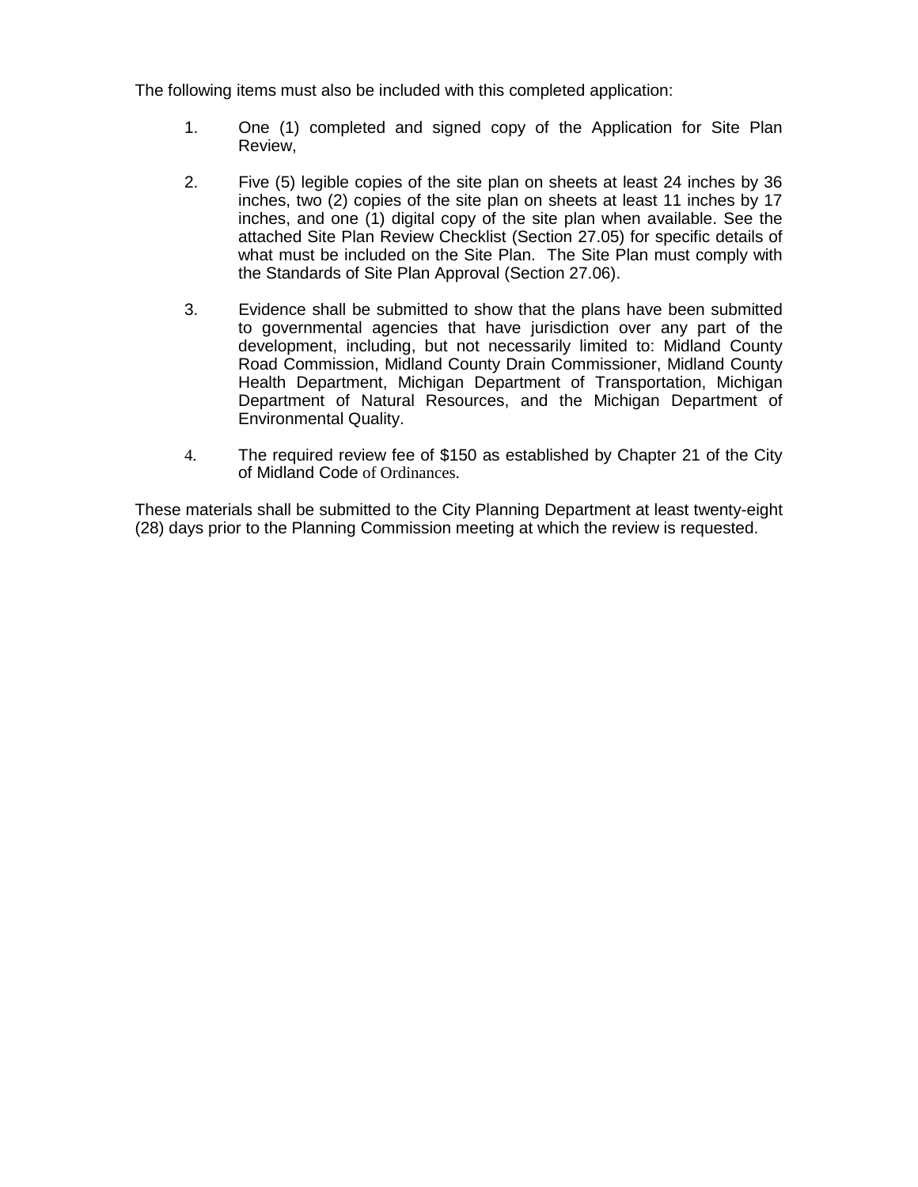The following items must also be included with this completed application:

1. One (1) completed and signed copy of the Application for Site Plan Review,

2. Five (5) legible copies of the site plan on sheets at least 24 inches by 36 inches, two (2) copies of the site plan on sheets at least 11 inches by 17 inches, and one (1) digital copy of the site plan when available. See the attached Site Plan Review Checklist (Section 27.05) for specific details of what must be included on the Site Plan. The Site Plan must comply with the Standards of Site Plan Approval (Section 27.06).

3. Evidence shall be submitted to show that the plans have been submitted to governmental agencies that have jurisdiction over any part of the development, including, but not necessarily limited to: Midland County Road Commission, Midland County Drain Commissioner, Midland County Health Department, Michigan Department of Transportation, Michigan Department of Natural Resources, and the Michigan Department of Environmental Quality.

4. The required review fee of $150 as established by Chapter 21 of the City of Midland Code of Ordinances.

These materials shall be submitted to the City Planning Department at least twenty-eight (28) days prior to the Planning Commission meeting at which the review is requested.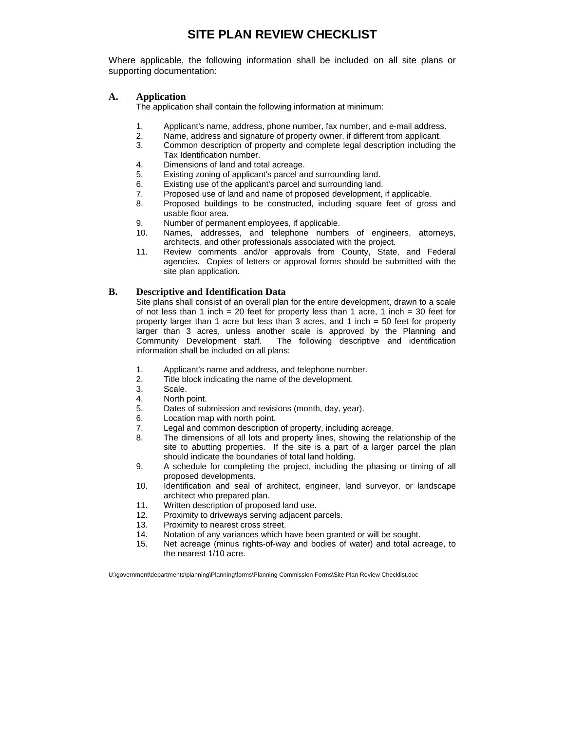# SITE PLAN REVIEW CHECKLIST

Where applicable, the following information shall be included on all site plans or supporting documentation:

## A. Application

The application shall contain the following information at minimum:

1. Applicant's name, address, phone number, fax number, and e-mail address.
2. Name, address and signature of property owner, if different from applicant.
3. Common description of property and complete legal description including the Tax Identification number.
4. Dimensions of land and total acreage.
5. Existing zoning of applicant's parcel and surrounding land.
6. Existing use of the applicant's parcel and surrounding land.
7. Proposed use of land and name of proposed development, if applicable.
8. Proposed buildings to be constructed, including square feet of gross and usable floor area.
9. Number of permanent employees, if applicable.
10. Names, addresses, and telephone numbers of engineers, attorneys, architects, and other professionals associated with the project.
11. Review comments and/or approvals from County, State, and Federal agencies. Copies of letters or approval forms should be submitted with the site plan application.

## B. Descriptive and Identification Data

Site plans shall consist of an overall plan for the entire development, drawn to a scale of not less than 1 inch = 20 feet for property less than 1 acre, 1 inch = 30 feet for property larger than 1 acre but less than 3 acres, and 1 inch = 50 feet for property larger than 3 acres, unless another scale is approved by the Planning and Community Development staff. The following descriptive and identification information shall be included on all plans:

1. Applicant's name and address, and telephone number.
2. Title block indicating the name of the development.
3. Scale.
4. North point.
5. Dates of submission and revisions (month, day, year).
6. Location map with north point.
7. Legal and common description of property, including acreage.
8. The dimensions of all lots and property lines, showing the relationship of the site to abutting properties. If the site is a part of a larger parcel the plan should indicate the boundaries of total land holding.
9. A schedule for completing the project, including the phasing or timing of all proposed developments.
10. Identification and seal of architect, engineer, land surveyor, or landscape architect who prepared plan.
11. Written description of proposed land use.
12. Proximity to driveways serving adjacent parcels.
13. Proximity to nearest cross street.
14. Notation of any variances which have been granted or will be sought.
15. Net acreage (minus rights-of-way and bodies of water) and total acreage, to the nearest 1/10 acre.

U:\government\departments\planning\Planning\forms\Planning Commission Forms\Site Plan Review Checklist.doc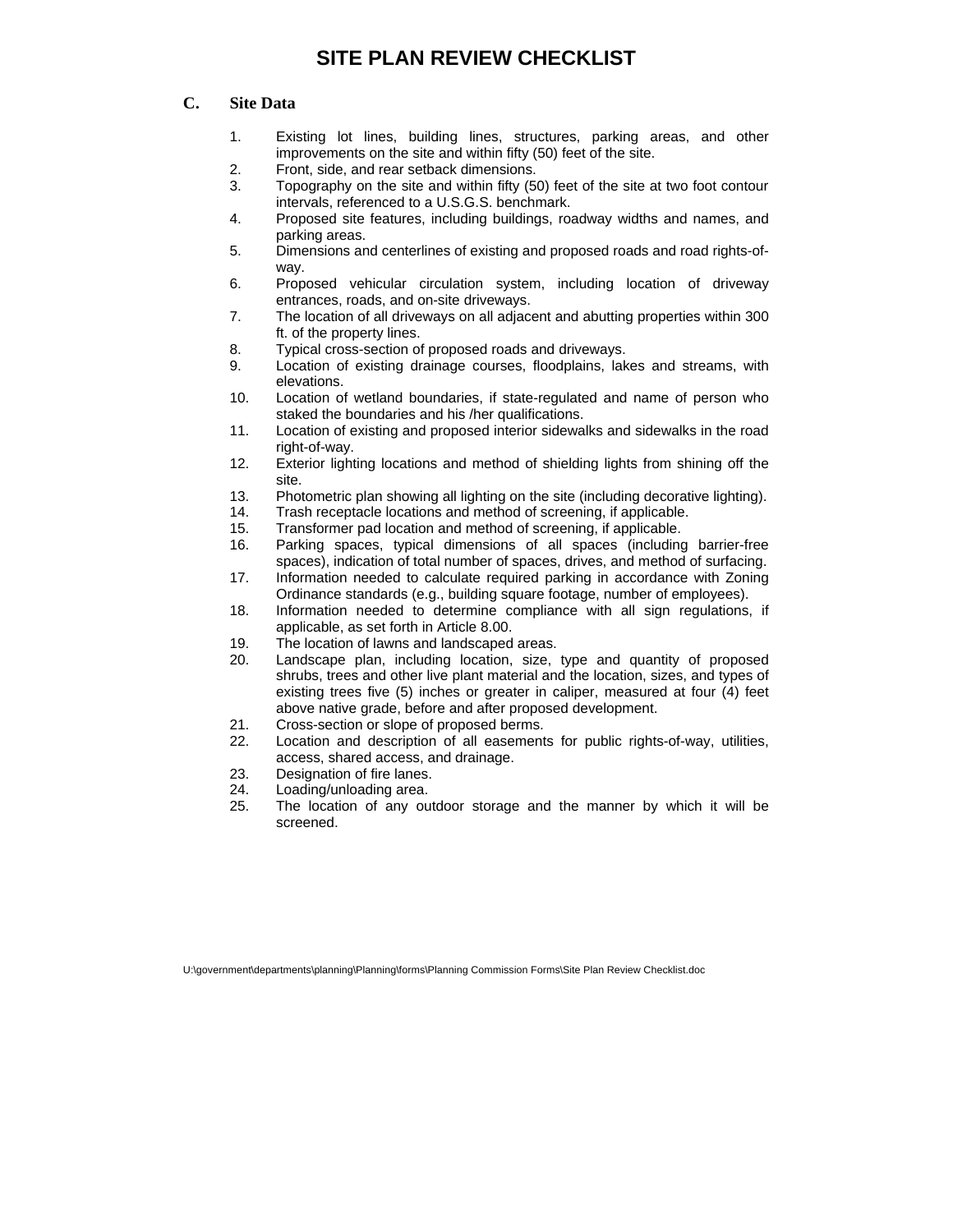# SITE PLAN REVIEW CHECKLIST

## C. Site Data

1. Existing lot lines, building lines, structures, parking areas, and other improvements on the site and within fifty (50) feet of the site.
2. Front, side, and rear setback dimensions.
3. Topography on the site and within fifty (50) feet of the site at two foot contour intervals, referenced to a U.S.G.S. benchmark.
4. Proposed site features, including buildings, roadway widths and names, and parking areas.
5. Dimensions and centerlines of existing and proposed roads and road rights-of-way.
6. Proposed vehicular circulation system, including location of driveway entrances, roads, and on-site driveways.
7. The location of all driveways on all adjacent and abutting properties within 300 ft. of the property lines.
8. Typical cross-section of proposed roads and driveways.
9. Location of existing drainage courses, floodplains, lakes and streams, with elevations.
10. Location of wetland boundaries, if state-regulated and name of person who staked the boundaries and his /her qualifications.
11. Location of existing and proposed interior sidewalks and sidewalks in the road right-of-way.
12. Exterior lighting locations and method of shielding lights from shining off the site.
13. Photometric plan showing all lighting on the site (including decorative lighting).
14. Trash receptacle locations and method of screening, if applicable.
15. Transformer pad location and method of screening, if applicable.
16. Parking spaces, typical dimensions of all spaces (including barrier-free spaces), indication of total number of spaces, drives, and method of surfacing.
17. Information needed to calculate required parking in accordance with Zoning Ordinance standards (e.g., building square footage, number of employees).
18. Information needed to determine compliance with all sign regulations, if applicable, as set forth in Article 8.00.
19. The location of lawns and landscaped areas.
20. Landscape plan, including location, size, type and quantity of proposed shrubs, trees and other live plant material and the location, sizes, and types of existing trees five (5) inches or greater in caliper, measured at four (4) feet above native grade, before and after proposed development.
21. Cross-section or slope of proposed berms.
22. Location and description of all easements for public rights-of-way, utilities, access, shared access, and drainage.
23. Designation of fire lanes.
24. Loading/unloading area.
25. The location of any outdoor storage and the manner by which it will be screened.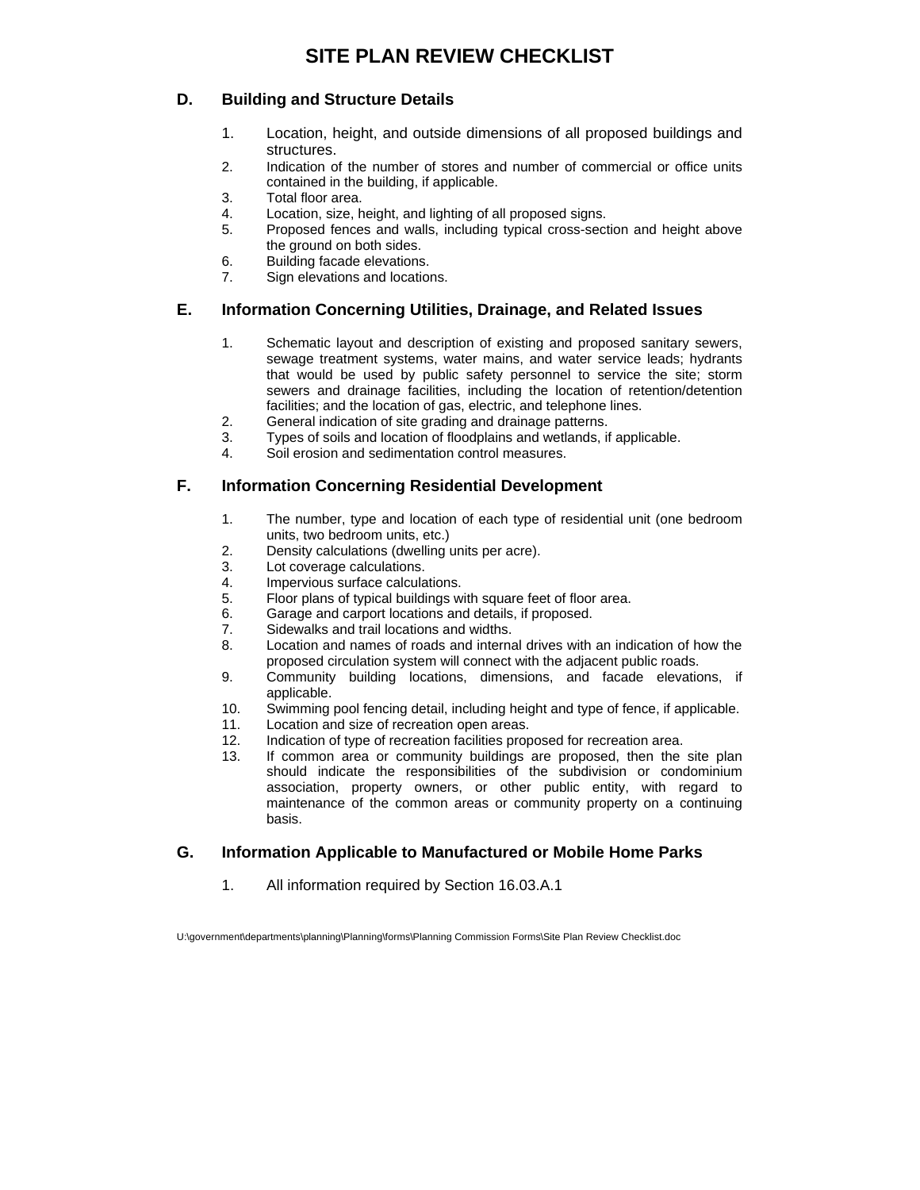# SITE PLAN REVIEW CHECKLIST

## D. Building and Structure Details

1. Location, height, and outside dimensions of all proposed buildings and structures.
2. Indication of the number of stores and number of commercial or office units contained in the building, if applicable.
3. Total floor area.
4. Location, size, height, and lighting of all proposed signs.
5. Proposed fences and walls, including typical cross-section and height above the ground on both sides.
6. Building facade elevations.
7. Sign elevations and locations.

## E. Information Concerning Utilities, Drainage, and Related Issues

1. Schematic layout and description of existing and proposed sanitary sewers, sewage treatment systems, water mains, and water service leads; hydrants that would be used by public safety personnel to service the site; storm sewers and drainage facilities, including the location of retention/detention facilities; and the location of gas, electric, and telephone lines.
2. General indication of site grading and drainage patterns.
3. Types of soils and location of floodplains and wetlands, if applicable.
4. Soil erosion and sedimentation control measures.

## F. Information Concerning Residential Development

1. The number, type and location of each type of residential unit (one bedroom units, two bedroom units, etc.)
2. Density calculations (dwelling units per acre).
3. Lot coverage calculations.
4. Impervious surface calculations.
5. Floor plans of typical buildings with square feet of floor area.
6. Garage and carport locations and details, if proposed.
7. Sidewalks and trail locations and widths.
8. Location and names of roads and internal drives with an indication of how the proposed circulation system will connect with the adjacent public roads.
9. Community building locations, dimensions, and facade elevations, if applicable.
10. Swimming pool fencing detail, including height and type of fence, if applicable.
11. Location and size of recreation open areas.
12. Indication of type of recreation facilities proposed for recreation area.
13. If common area or community buildings are proposed, then the site plan should indicate the responsibilities of the subdivision or condominium association, property owners, or other public entity, with regard to maintenance of the common areas or community property on a continuing basis.

## G. Information Applicable to Manufactured or Mobile Home Parks

1. All information required by Section 16.03.A.1

U:\government\departments\planning\Planning\forms\Planning Commission Forms\Site Plan Review Checklist.doc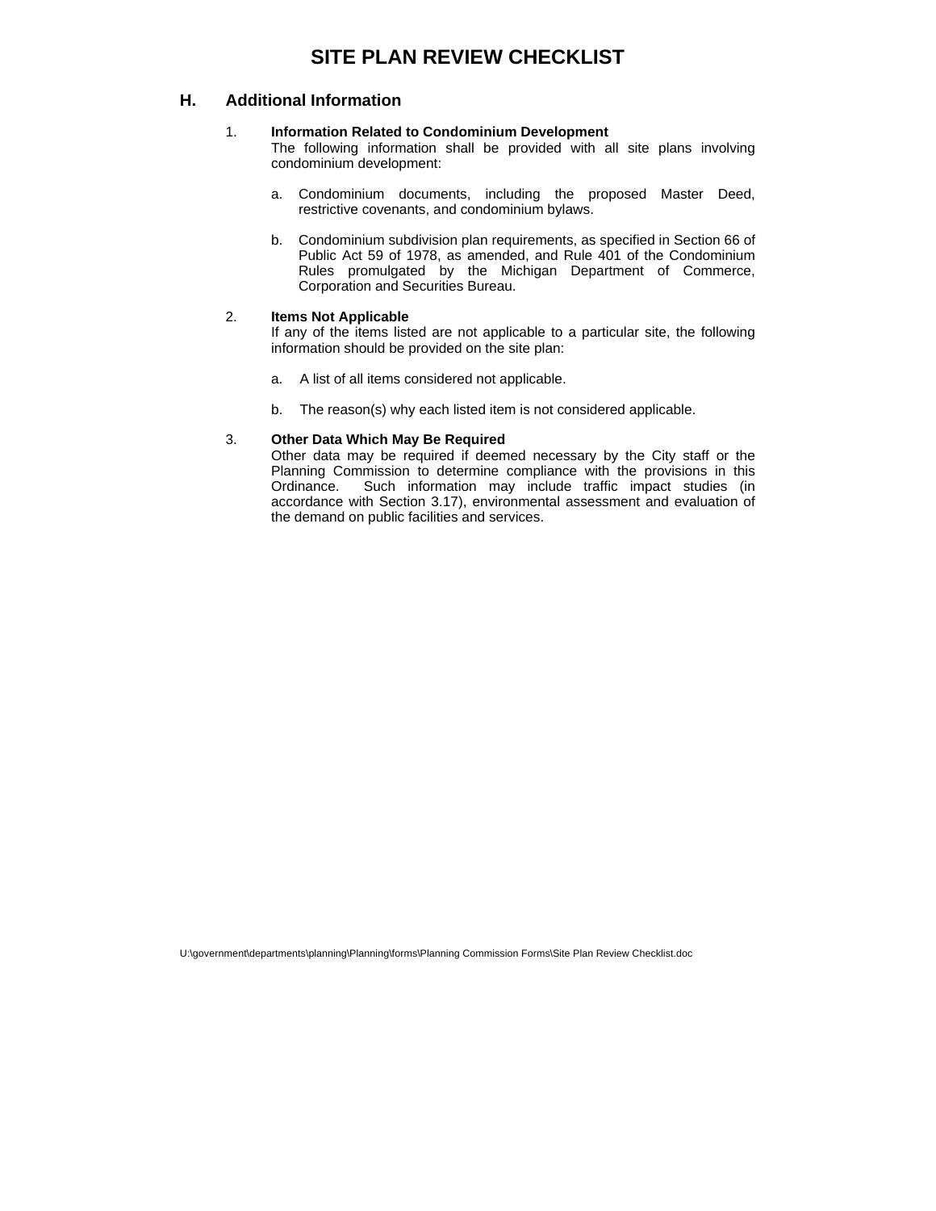# SITE PLAN REVIEW CHECKLIST

## H. Additional Information

1. **Information Related to Condominium Development**
   The following information shall be provided with all site plans involving condominium development:

   a. Condominium documents, including the proposed Master Deed, restrictive covenants, and condominium bylaws.

   b. Condominium subdivision plan requirements, as specified in Section 66 of Public Act 59 of 1978, as amended, and Rule 401 of the Condominium Rules promulgated by the Michigan Department of Commerce, Corporation and Securities Bureau.

2. **Items Not Applicable**
   If any of the items listed are not applicable to a particular site, the following information should be provided on the site plan:

   a. A list of all items considered not applicable.

   b. The reason(s) why each listed item is not considered applicable.

3. **Other Data Which May Be Required**
   Other data may be required if deemed necessary by the City staff or the Planning Commission to determine compliance with the provisions in this Ordinance. Such information may include traffic impact studies (in accordance with Section 3.17), environmental assessment and evaluation of the demand on public facilities and services.

U:\government\departments\planning\Planning\forms\Planning Commission Forms\Site Plan Review Checklist.doc